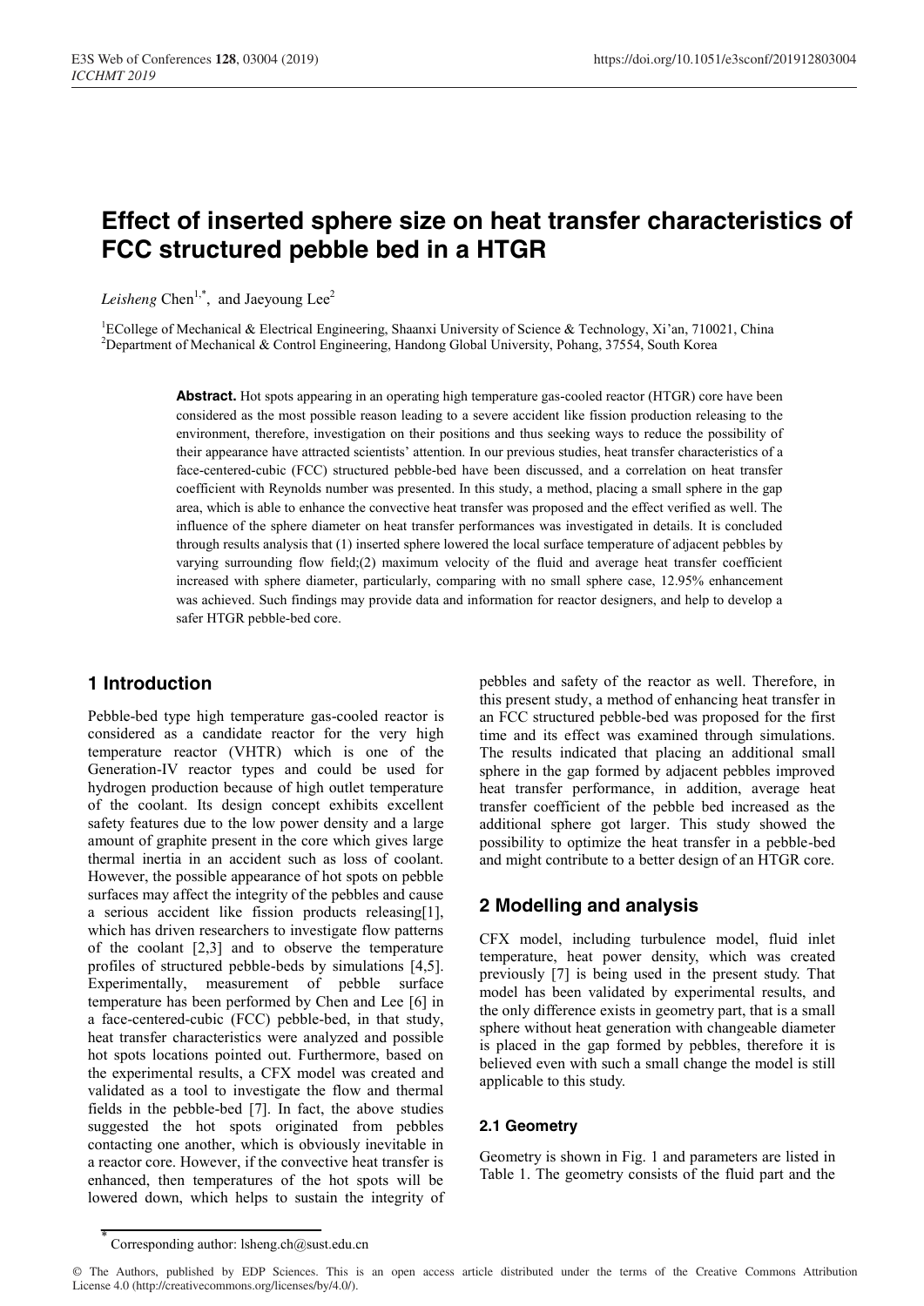# Effect of inserted sphere size on heat transfer characteristics of FCC structured pebble bed in a HTGR

*Leisheng* Chen[1,*], and Jaeyoung Lee[2]

[1]ECollege of Mechanical & Electrical Engineering, Shaanxi University of Science & Technology, Xi'an, 710021, China
[2]Department of Mechanical & Control Engineering, Handong Global University, Pohang, 37554, South Korea

**Abstract.** Hot spots appearing in an operating high temperature gas-cooled reactor (HTGR) core have been considered as the most possible reason leading to a severe accident like fission production releasing to the environment, therefore, investigation on their positions and thus seeking ways to reduce the possibility of their appearance have attracted scientists' attention. In our previous studies, heat transfer characteristics of a face-centered-cubic (FCC) structured pebble-bed have been discussed, and a correlation on heat transfer coefficient with Reynolds number was presented. In this study, a method, placing a small sphere in the gap area, which is able to enhance the convective heat transfer was proposed and the effect verified as well. The influence of the sphere diameter on heat transfer performances was investigated in details. It is concluded through results analysis that (1) inserted sphere lowered the local surface temperature of adjacent pebbles by varying surrounding flow field;(2) maximum velocity of the fluid and average heat transfer coefficient increased with sphere diameter, particularly, comparing with no small sphere case, 12.95% enhancement was achieved. Such findings may provide data and information for reactor designers, and help to develop a safer HTGR pebble-bed core.

## 1 Introduction

Pebble-bed type high temperature gas-cooled reactor is considered as a candidate reactor for the very high temperature reactor (VHTR) which is one of the Generation-IV reactor types and could be used for hydrogen production because of high outlet temperature of the coolant. Its design concept exhibits excellent safety features due to the low power density and a large amount of graphite present in the core which gives large thermal inertia in an accident such as loss of coolant. However, the possible appearance of hot spots on pebble surfaces may affect the integrity of the pebbles and cause a serious accident like fission products releasing[1], which has driven researchers to investigate flow patterns of the coolant [2,3] and to observe the temperature profiles of structured pebble-beds by simulations [4,5]. Experimentally, measurement of pebble surface temperature has been performed by Chen and Lee [6] in a face-centered-cubic (FCC) pebble-bed, in that study, heat transfer characteristics were analyzed and possible hot spots locations pointed out. Furthermore, based on the experimental results, a CFX model was created and validated as a tool to investigate the flow and thermal fields in the pebble-bed [7]. In fact, the above studies suggested the hot spots originated from pebbles contacting one another, which is obviously inevitable in a reactor core. However, if the convective heat transfer is enhanced, then temperatures of the hot spots will be lowered down, which helps to sustain the integrity of pebbles and safety of the reactor as well. Therefore, in this present study, a method of enhancing heat transfer in an FCC structured pebble-bed was proposed for the first time and its effect was examined through simulations. The results indicated that placing an additional small sphere in the gap formed by adjacent pebbles improved heat transfer performance, in addition, average heat transfer coefficient of the pebble bed increased as the additional sphere got larger. This study showed the possibility to optimize the heat transfer in a pebble-bed and might contribute to a better design of an HTGR core.

## 2 Modelling and analysis

CFX model, including turbulence model, fluid inlet temperature, heat power density, which was created previously [7] is being used in the present study. That model has been validated by experimental results, and the only difference exists in geometry part, that is a small sphere without heat generation with changeable diameter is placed in the gap formed by pebbles, therefore it is believed even with such a small change the model is still applicable to this study.

### 2.1 Geometry

Geometry is shown in Fig. 1 and parameters are listed in Table 1. The geometry consists of the fluid part and the

* Corresponding author: lsheng.ch@sust.edu.cn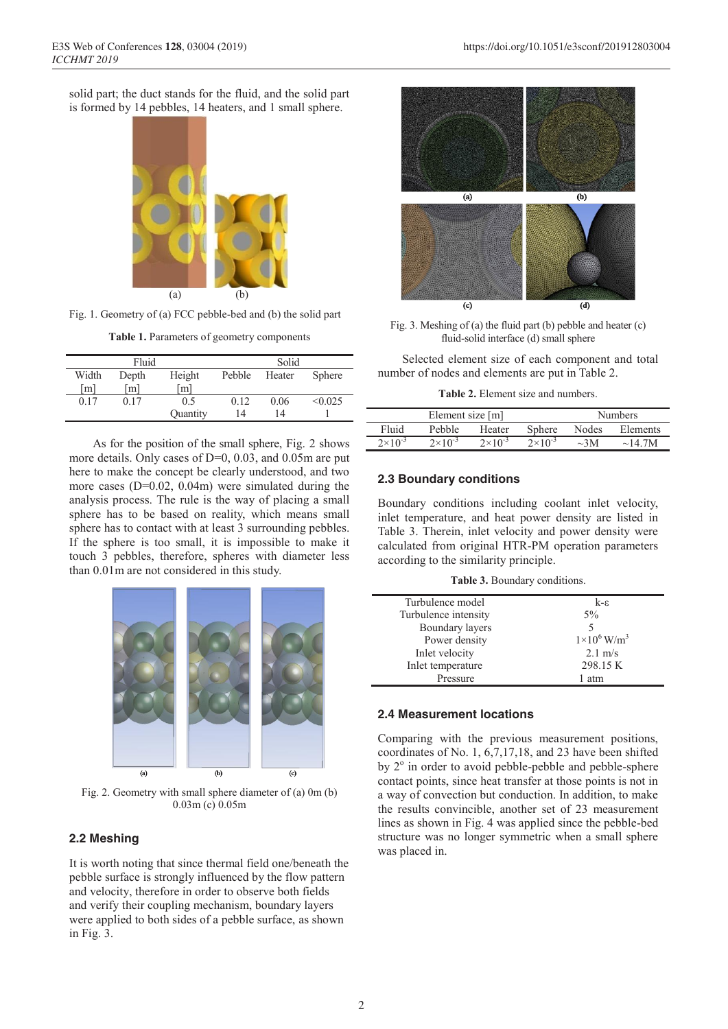solid part; the duct stands for the fluid, and the solid part is formed by 14 pebbles, 14 heaters, and 1 small sphere.

Fig. 1. Geometry of (a) FCC pebble-bed and (b) the solid part

**Table 1.** Parameters of geometry components

| Fluid | | | Solid | | |
|---|---|---|---|---|---|
| Width [m] | Depth [m] | Height [m] | Pebble | Heater | Sphere |
| 0.17 | 0.17 | 0.5 | 0.12 | 0.06 | <0.025 |
| | | Quantity | 14 | 14 | 1 |

As for the position of the small sphere, Fig. 2 shows more details. Only cases of D=0, 0.03, and 0.05m are put here to make the concept be clearly understood, and two more cases (D=0.02, 0.04m) were simulated during the analysis process. The rule is the way of placing a small sphere has to be based on reality, which means small sphere has to contact with at least 3 surrounding pebbles. If the sphere is too small, it is impossible to make it touch 3 pebbles, therefore, spheres with diameter less than 0.01m are not considered in this study.

Fig. 2. Geometry with small sphere diameter of (a) 0m (b) 0.03m (c) 0.05m

## 2.2 Meshing

It is worth noting that since thermal field one/beneath the pebble surface is strongly influenced by the flow pattern and velocity, therefore in order to observe both fields and verify their coupling mechanism, boundary layers were applied to both sides of a pebble surface, as shown in Fig. 3.

Fig. 3. Meshing of (a) the fluid part (b) pebble and heater (c) fluid-solid interface (d) small sphere

Selected element size of each component and total number of nodes and elements are put in Table 2.

**Table 2.** Element size and numbers.

| Element size [m] | | | | Numbers | |
|---|---|---|---|---|---|
| Fluid | Pebble | Heater | Sphere | Nodes | Elements |
| $2\times10^{-3}$ | $2\times10^{-3}$ | $2\times10^{-3}$ | $2\times10^{-3}$ | ~3M | ~14.7M |

## 2.3 Boundary conditions

Boundary conditions including coolant inlet velocity, inlet temperature, and heat power density are listed in Table 3. Therein, inlet velocity and power density were calculated from original HTR-PM operation parameters according to the similarity principle.

**Table 3.** Boundary conditions.

| | |
|---|---|
| Turbulence model | k-ε |
| Turbulence intensity | 5% |
| Boundary layers | 5 |
| Power density | $1\times10^{6}$ W/m$^3$ |
| Inlet velocity | 2.1 m/s |
| Inlet temperature | 298.15 K |
| Pressure | 1 atm |

## 2.4 Measurement locations

Comparing with the previous measurement positions, coordinates of No. 1, 6,7,17,18, and 23 have been shifted by 2$^o$ in order to avoid pebble-pebble and pebble-sphere contact points, since heat transfer at those points is not in a way of convection but conduction. In addition, to make the results convincible, another set of 23 measurement lines as shown in Fig. 4 was applied since the pebble-bed structure was no longer symmetric when a small sphere was placed in.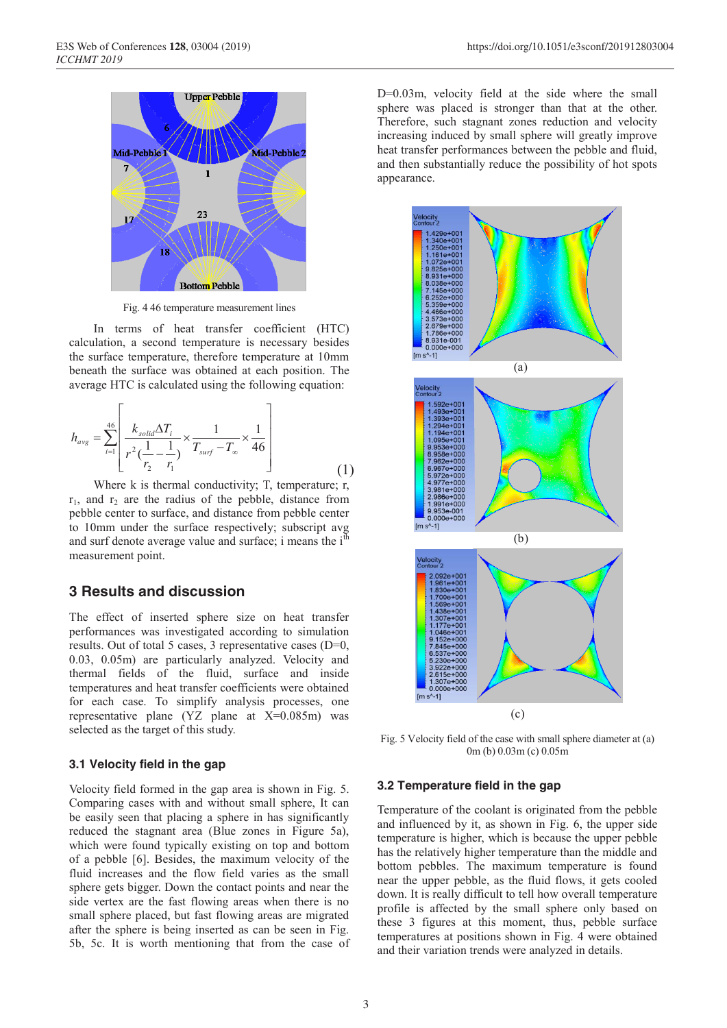Fig. 4 46 temperature measurement lines

In terms of heat transfer coefficient (HTC) calculation, a second temperature is necessary besides the surface temperature, therefore temperature at 10mm beneath the surface was obtained at each position. The average HTC is calculated using the following equation:

$$h_{avg} = \sum_{i=1}^{46}\left[\frac{k_{solid}\Delta T_i}{r^2(\frac{1}{r_2}-\frac{1}{r_1})} \times \frac{1}{T_{surf}-T_\infty} \times \frac{1}{46}\right] \quad (1)$$

Where k is thermal conductivity; T, temperature; r, $r_1$, and $r_2$ are the radius of the pebble, distance from pebble center to surface, and distance from pebble center to 10mm under the surface respectively; subscript avg and surf denote average value and surface; i means the i$^{th}$ measurement point.

## 3 Results and discussion

The effect of inserted sphere size on heat transfer performances was investigated according to simulation results. Out of total 5 cases, 3 representative cases (D=0, 0.03, 0.05m) are particularly analyzed. Velocity and thermal fields of the fluid, surface and inside temperatures and heat transfer coefficients were obtained for each case. To simplify analysis processes, one representative plane (YZ plane at X=0.085m) was selected as the target of this study.

### 3.1 Velocity field in the gap

Velocity field formed in the gap area is shown in Fig. 5. Comparing cases with and without small sphere, It can be easily seen that placing a sphere in has significantly reduced the stagnant area (Blue zones in Figure 5a), which were found typically existing on top and bottom of a pebble [6]. Besides, the maximum velocity of the fluid increases and the flow field varies as the small sphere gets bigger. Down the contact points and near the side vertex are the fast flowing areas when there is no small sphere placed, but fast flowing areas are migrated after the sphere is being inserted as can be seen in Fig. 5b, 5c. It is worth mentioning that from the case of D=0.03m, velocity field at the side where the small sphere was placed is stronger than that at the other. Therefore, such stagnant zones reduction and velocity increasing induced by small sphere will greatly improve heat transfer performances between the pebble and fluid, and then substantially reduce the possibility of hot spots appearance.

(a)

(b)

(c)

Fig. 5 Velocity field of the case with small sphere diameter at (a) 0m (b) 0.03m (c) 0.05m

### 3.2 Temperature field in the gap

Temperature of the coolant is originated from the pebble and influenced by it, as shown in Fig. 6, the upper side temperature is higher, which is because the upper pebble has the relatively higher temperature than the middle and bottom pebbles. The maximum temperature is found near the upper pebble, as the fluid flows, it gets cooled down. It is really difficult to tell how overall temperature profile is affected by the small sphere only based on these 3 figures at this moment, thus, pebble surface temperatures at positions shown in Fig. 4 were obtained and their variation trends were analyzed in details.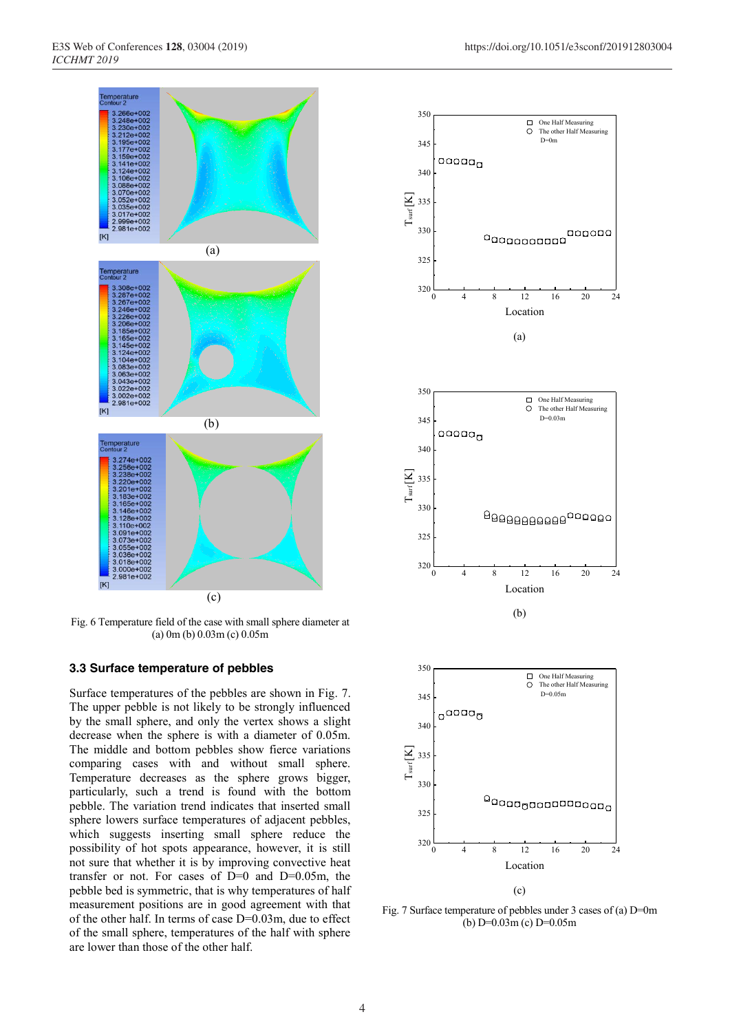Fig. 6 Temperature field of the case with small sphere diameter at (a) 0m (b) 0.03m (c) 0.05m

### 3.3 Surface temperature of pebbles

Surface temperatures of the pebbles are shown in Fig. 7. The upper pebble is not likely to be strongly influenced by the small sphere, and only the vertex shows a slight decrease when the sphere is with a diameter of 0.05m. The middle and bottom pebbles show fierce variations comparing cases with and without small sphere. Temperature decreases as the sphere grows bigger, particularly, such a trend is found with the bottom pebble. The variation trend indicates that inserted small sphere lowers surface temperatures of adjacent pebbles, which suggests inserting small sphere reduce the possibility of hot spots appearance, however, it is still not sure that whether it is by improving convective heat transfer or not. For cases of D=0 and D=0.05m, the pebble bed is symmetric, that is why temperatures of half measurement positions are in good agreement with that of the other half. In terms of case D=0.03m, due to effect of the small sphere, temperatures of the half with sphere are lower than those of the other half.

Fig. 7 Surface temperature of pebbles under 3 cases of (a) D=0m (b) D=0.03m (c) D=0.05m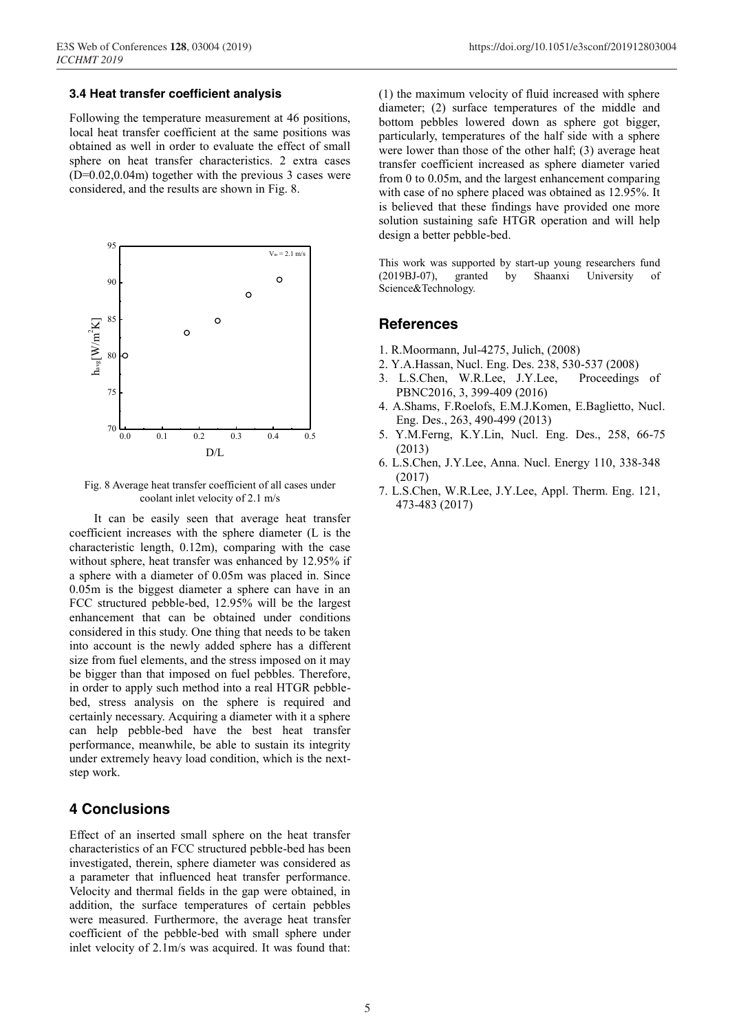### 3.4 Heat transfer coefficient analysis

Following the temperature measurement at 46 positions, local heat transfer coefficient at the same positions was obtained as well in order to evaluate the effect of small sphere on heat transfer characteristics. 2 extra cases (D=0.02,0.04m) together with the previous 3 cases were considered, and the results are shown in Fig. 8.

$V_{in}$ = 2.1 m/s

$h_{avg}$[W/m$^2$K]

95
90
85
80
75
70

0.0 0.1 0.2 0.3 0.4 0.5

D/L

Fig. 8 Average heat transfer coefficient of all cases under coolant inlet velocity of 2.1 m/s

It can be easily seen that average heat transfer coefficient increases with the sphere diameter (L is the characteristic length, 0.12m), comparing with the case without sphere, heat transfer was enhanced by 12.95% if a sphere with a diameter of 0.05m was placed in. Since 0.05m is the biggest diameter a sphere can have in an FCC structured pebble-bed, 12.95% will be the largest enhancement that can be obtained under conditions considered in this study. One thing that needs to be taken into account is the newly added sphere has a different size from fuel elements, and the stress imposed on it may be bigger than that imposed on fuel pebbles. Therefore, in order to apply such method into a real HTGR pebble-bed, stress analysis on the sphere is required and certainly necessary. Acquiring a diameter with it a sphere can help pebble-bed have the best heat transfer performance, meanwhile, be able to sustain its integrity under extremely heavy load condition, which is the next-step work.

## 4 Conclusions

Effect of an inserted small sphere on the heat transfer characteristics of an FCC structured pebble-bed has been investigated, therein, sphere diameter was considered as a parameter that influenced heat transfer performance. Velocity and thermal fields in the gap were obtained, in addition, the surface temperatures of certain pebbles were measured. Furthermore, the average heat transfer coefficient of the pebble-bed with small sphere under inlet velocity of 2.1m/s was acquired. It was found that: (1) the maximum velocity of fluid increased with sphere diameter; (2) surface temperatures of the middle and bottom pebbles lowered down as sphere got bigger, particularly, temperatures of the half side with a sphere were lower than those of the other half; (3) average heat transfer coefficient increased as sphere diameter varied from 0 to 0.05m, and the largest enhancement comparing with case of no sphere placed was obtained as 12.95%. It is believed that these findings have provided one more solution sustaining safe HTGR operation and will help design a better pebble-bed.

This work was supported by start-up young researchers fund (2019BJ-07), granted by Shaanxi University of Science&Technology.

## References

1. R.Moormann, Jul-4275, Julich, (2008)
2. Y.A.Hassan, Nucl. Eng. Des. 238, 530-537 (2008)
3. L.S.Chen, W.R.Lee, J.Y.Lee, Proceedings of PBNC2016, 3, 399-409 (2016)
4. A.Shams, F.Roelofs, E.M.J.Komen, E.Baglietto, Nucl. Eng. Des., 263, 490-499 (2013)
5. Y.M.Ferng, K.Y.Lin, Nucl. Eng. Des., 258, 66-75 (2013)
6. L.S.Chen, J.Y.Lee, Anna. Nucl. Energy 110, 338-348 (2017)
7. L.S.Chen, W.R.Lee, J.Y.Lee, Appl. Therm. Eng. 121, 473-483 (2017)